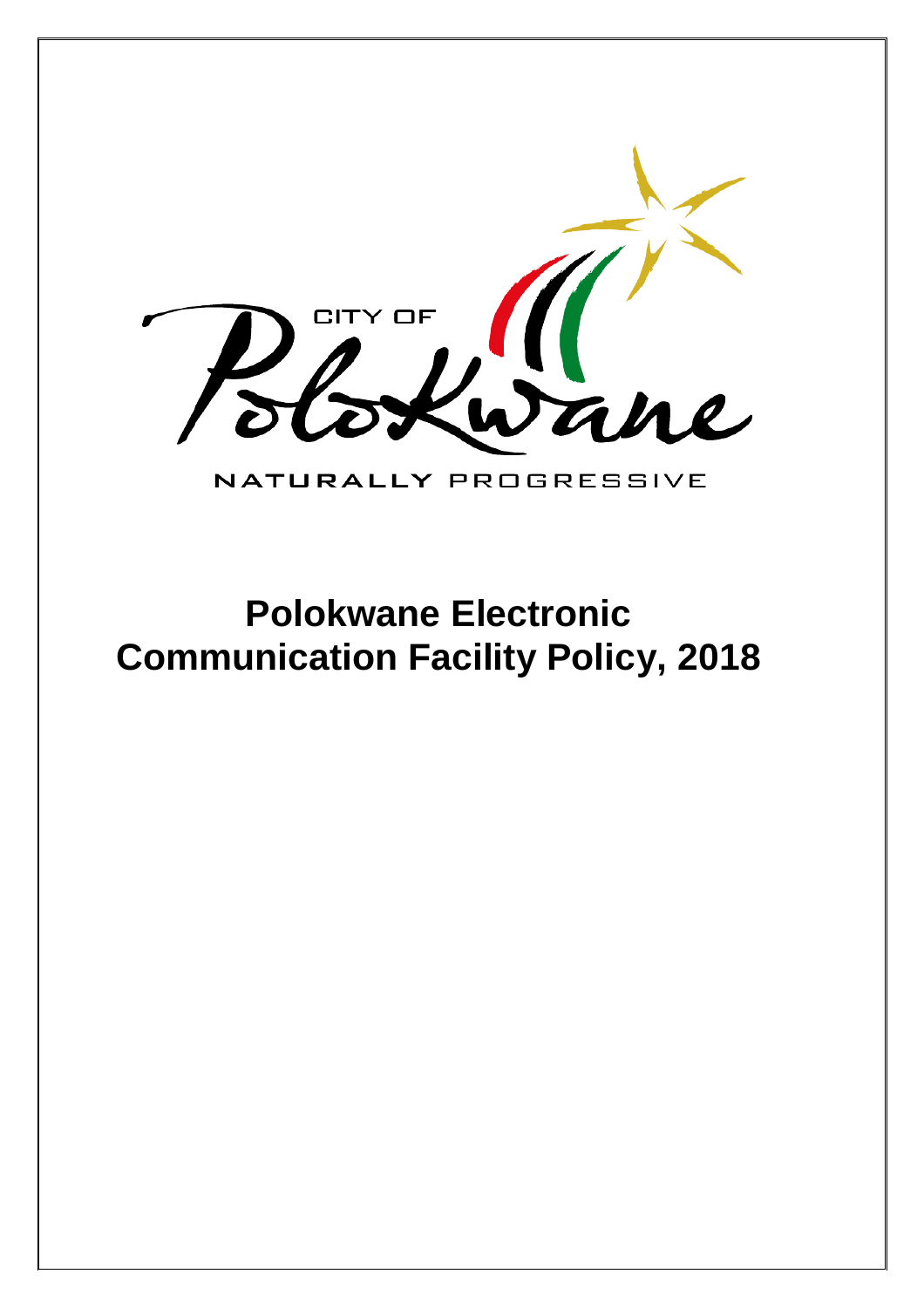CITY OF

Polokwane

NATURALLY PROGRESSIVE

# Polokwane Electronic Communication Facility Policy, 2018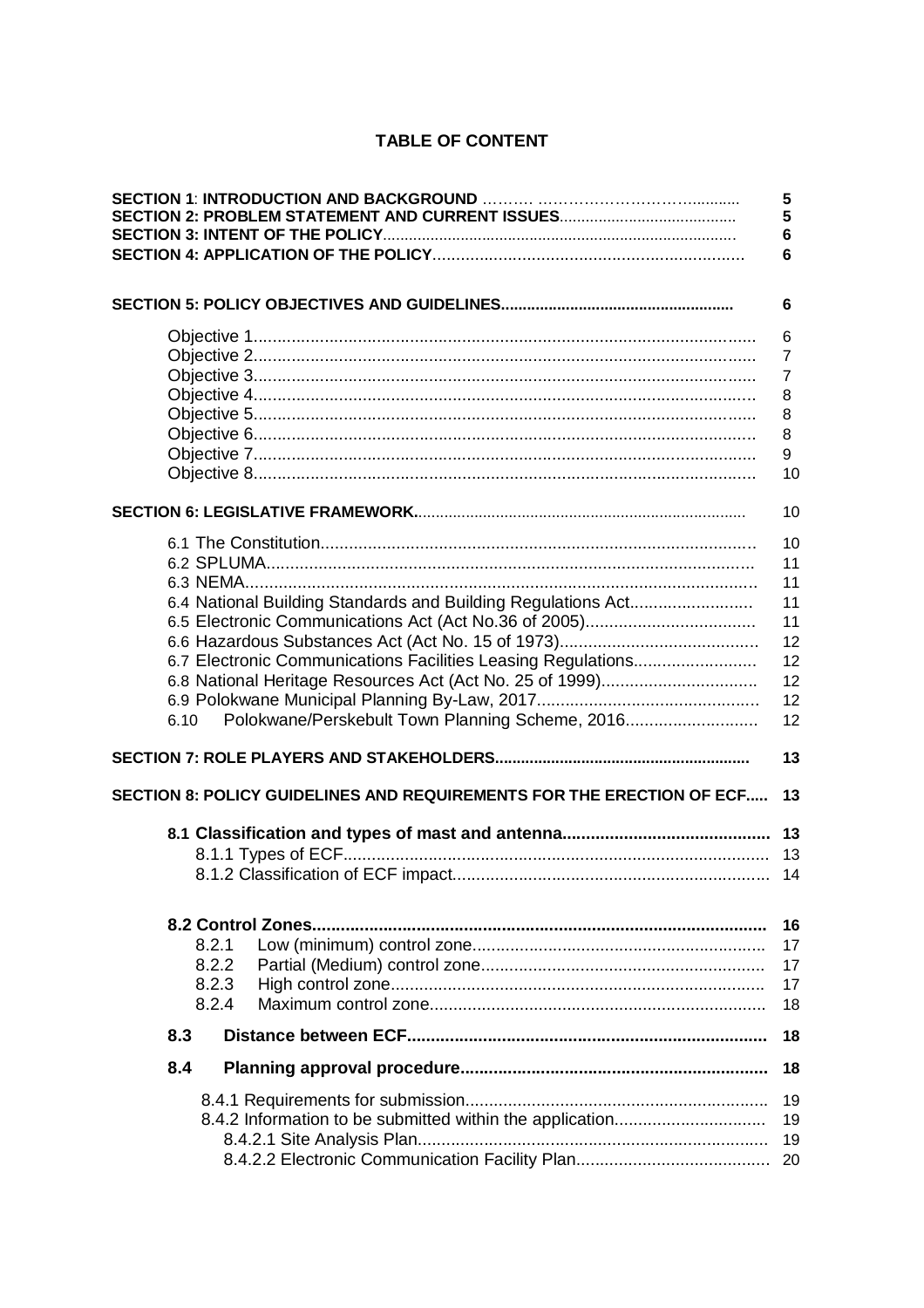# TABLE OF CONTENT

| | |
|---|---|
| **SECTION 1: INTRODUCTION AND BACKGROUND** | **5** |
| **SECTION 2: PROBLEM STATEMENT AND CURRENT ISSUES** | **5** |
| **SECTION 3: INTENT OF THE POLICY** | **6** |
| **SECTION 4: APPLICATION OF THE POLICY** | **6** |
| **SECTION 5: POLICY OBJECTIVES AND GUIDELINES** | **6** |
| Objective 1 | 6 |
| Objective 2 | 7 |
| Objective 3 | 7 |
| Objective 4 | 8 |
| Objective 5 | 8 |
| Objective 6 | 8 |
| Objective 7 | 9 |
| Objective 8 | 10 |
| **SECTION 6: LEGISLATIVE FRAMEWORK** | 10 |
| 6.1 The Constitution | 10 |
| 6.2 SPLUMA | 11 |
| 6.3 NEMA | 11 |
| 6.4 National Building Standards and Building Regulations Act | 11 |
| 6.5 Electronic Communications Act (Act No.36 of 2005) | 11 |
| 6.6 Hazardous Substances Act (Act No. 15 of 1973) | 12 |
| 6.7 Electronic Communications Facilities Leasing Regulations | 12 |
| 6.8 National Heritage Resources Act (Act No. 25 of 1999) | 12 |
| 6.9 Polokwane Municipal Planning By-Law, 2017 | 12 |
| 6.10 Polokwane/Perskebult Town Planning Scheme, 2016 | 12 |
| **SECTION 7: ROLE PLAYERS AND STAKEHOLDERS** | **13** |
| **SECTION 8: POLICY GUIDELINES AND REQUIREMENTS FOR THE ERECTION OF ECF** | **13** |
| **8.1 Classification and types of mast and antenna** | **13** |
| 8.1.1 Types of ECF | 13 |
| 8.1.2 Classification of ECF impact | 14 |
| **8.2 Control Zones** | **16** |
| 8.2.1 Low (minimum) control zone | 17 |
| 8.2.2 Partial (Medium) control zone | 17 |
| 8.2.3 High control zone | 17 |
| 8.2.4 Maximum control zone | 18 |
| **8.3 Distance between ECF** | **18** |
| **8.4 Planning approval procedure** | **18** |
| 8.4.1 Requirements for submission | 19 |
| 8.4.2 Information to be submitted within the application | 19 |
| 8.4.2.1 Site Analysis Plan | 19 |
| 8.4.2.2 Electronic Communication Facility Plan | 20 |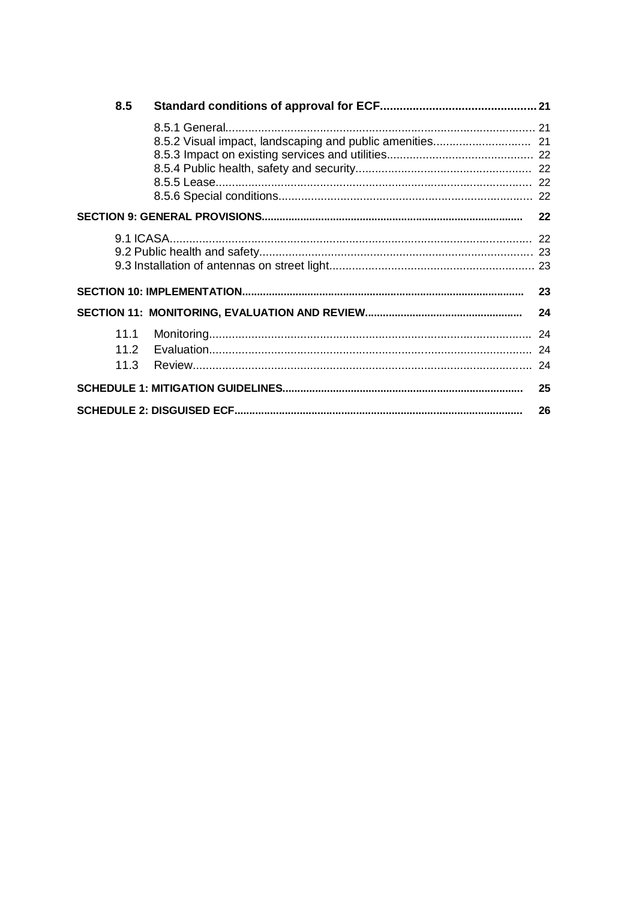**8.5 Standard conditions of approval for ECF....21**

8.5.1 General.... 21
8.5.2 Visual impact, landscaping and public amenities.... 21
8.5.3 Impact on existing services and utilities.... 22
8.5.4 Public health, safety and security.... 22
8.5.5 Lease.... 22
8.5.6 Special conditions.... 22

**SECTION 9: GENERAL PROVISIONS.... 22**

9.1 ICASA.... 22
9.2 Public health and safety.... 23
9.3 Installation of antennas on street light.... 23

**SECTION 10: IMPLEMENTATION.... 23**

**SECTION 11: MONITORING, EVALUATION AND REVIEW.... 24**

11.1 Monitoring.... 24
11.2 Evaluation.... 24
11.3 Review.... 24

**SCHEDULE 1: MITIGATION GUIDELINES.... 25**

**SCHEDULE 2: DISGUISED ECF.... 26**